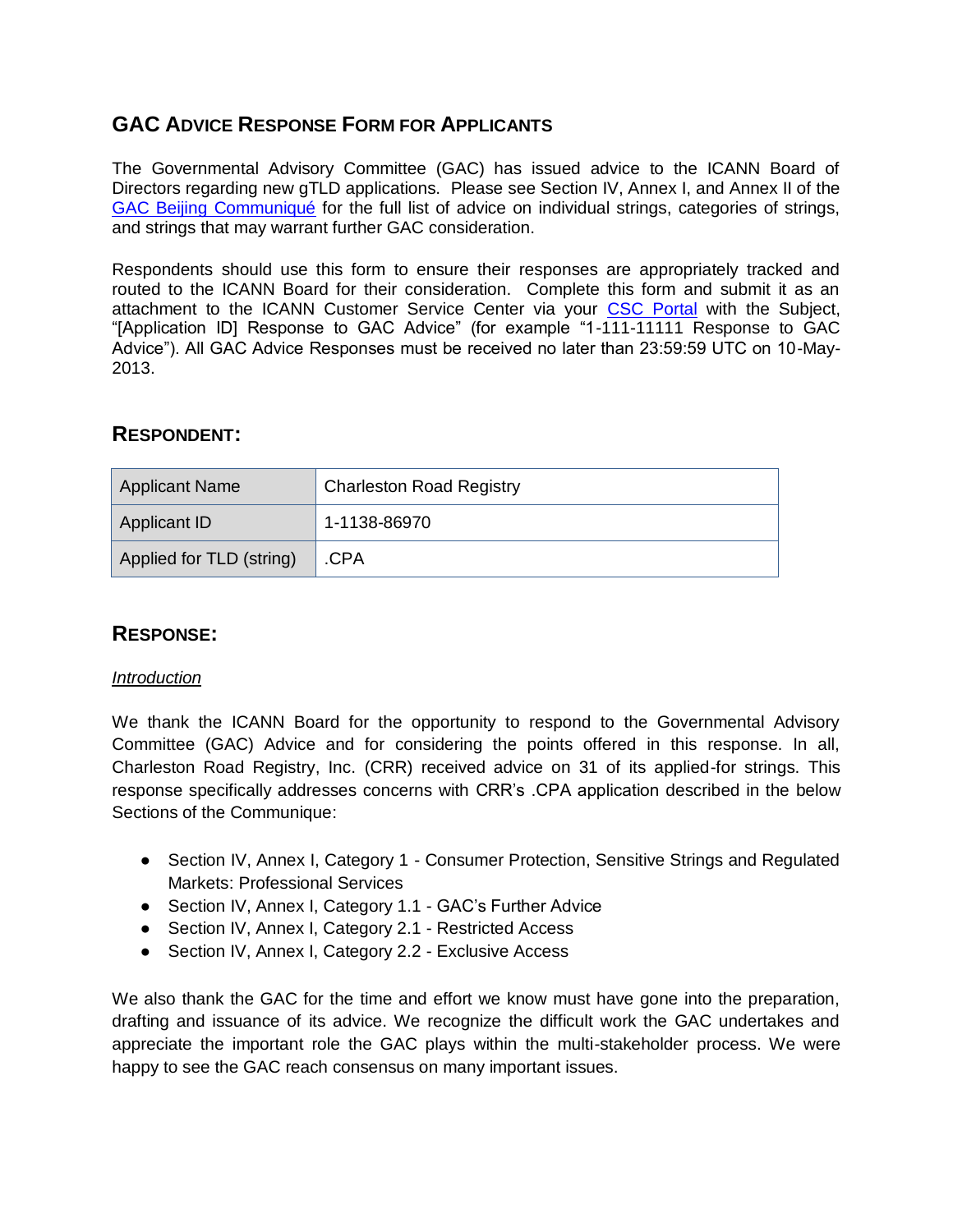## GAC Advice Response Form for Applicants

The Governmental Advisory Committee (GAC) has issued advice to the ICANN Board of Directors regarding new gTLD applications. Please see Section IV, Annex I, and Annex II of the GAC Beijing Communiqué for the full list of advice on individual strings, categories of strings, and strings that may warrant further GAC consideration.

Respondents should use this form to ensure their responses are appropriately tracked and routed to the ICANN Board for their consideration. Complete this form and submit it as an attachment to the ICANN Customer Service Center via your CSC Portal with the Subject, "[Application ID] Response to GAC Advice" (for example "1-111-11111 Response to GAC Advice"). All GAC Advice Responses must be received no later than 23:59:59 UTC on 10-May-2013.

## Respondent:

| Applicant Name | Charleston Road Registry |
|---|---|
| Applicant ID | 1-1138-86970 |
| Applied for TLD (string) | .CPA |

## Response:

*Introduction*

We thank the ICANN Board for the opportunity to respond to the Governmental Advisory Committee (GAC) Advice and for considering the points offered in this response. In all, Charleston Road Registry, Inc. (CRR) received advice on 31 of its applied-for strings. This response specifically addresses concerns with CRR's .CPA application described in the below Sections of the Communique:

- Section IV, Annex I, Category 1 - Consumer Protection, Sensitive Strings and Regulated Markets: Professional Services
- Section IV, Annex I, Category 1.1 - GAC's Further Advice
- Section IV, Annex I, Category 2.1 - Restricted Access
- Section IV, Annex I, Category 2.2 - Exclusive Access

We also thank the GAC for the time and effort we know must have gone into the preparation, drafting and issuance of its advice. We recognize the difficult work the GAC undertakes and appreciate the important role the GAC plays within the multi-stakeholder process. We were happy to see the GAC reach consensus on many important issues.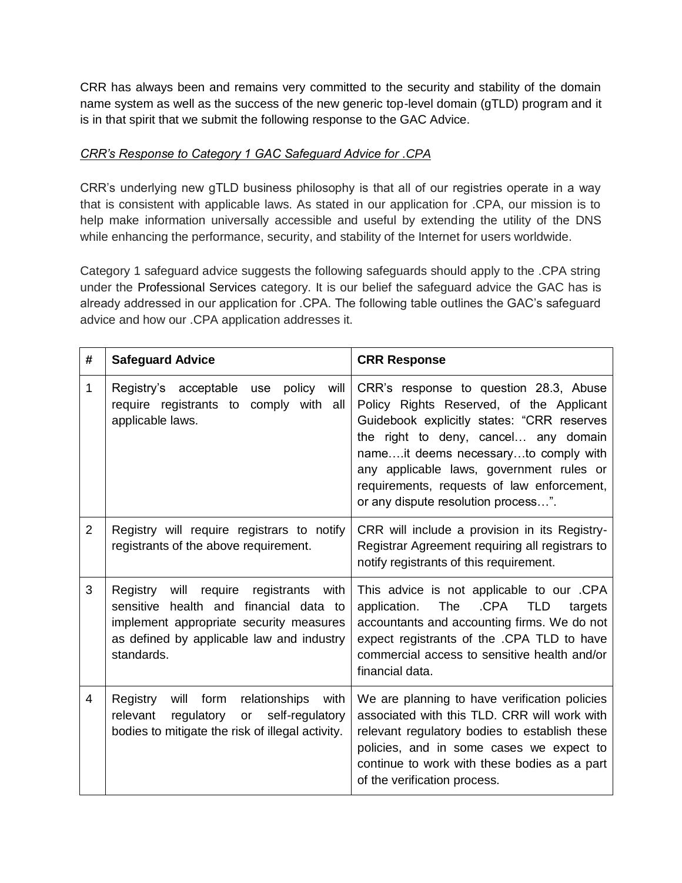CRR has always been and remains very committed to the security and stability of the domain name system as well as the success of the new generic top-level domain (gTLD) program and it is in that spirit that we submit the following response to the GAC Advice.

*CRR's Response to Category 1 GAC Safeguard Advice for .CPA*

CRR's underlying new gTLD business philosophy is that all of our registries operate in a way that is consistent with applicable laws. As stated in our application for .CPA, our mission is to help make information universally accessible and useful by extending the utility of the DNS while enhancing the performance, security, and stability of the Internet for users worldwide.

Category 1 safeguard advice suggests the following safeguards should apply to the .CPA string under the Professional Services category. It is our belief the safeguard advice the GAC has is already addressed in our application for .CPA. The following table outlines the GAC's safeguard advice and how our .CPA application addresses it.

| # | Safeguard Advice | CRR Response |
|---|---|---|
| 1 | Registry's acceptable use policy will require registrants to comply with all applicable laws. | CRR's response to question 28.3, Abuse Policy Rights Reserved, of the Applicant Guidebook explicitly states: "CRR reserves the right to deny, cancel… any domain name….it deems necessary…to comply with any applicable laws, government rules or requirements, requests of law enforcement, or any dispute resolution process…". |
| 2 | Registry will require registrars to notify registrants of the above requirement. | CRR will include a provision in its Registry-Registrar Agreement requiring all registrars to notify registrants of this requirement. |
| 3 | Registry will require registrants with sensitive health and financial data to implement appropriate security measures as defined by applicable law and industry standards. | This advice is not applicable to our .CPA application. The .CPA TLD targets accountants and accounting firms. We do not expect registrants of the .CPA TLD to have commercial access to sensitive health and/or financial data. |
| 4 | Registry will form relationships with relevant regulatory or self-regulatory bodies to mitigate the risk of illegal activity. | We are planning to have verification policies associated with this TLD. CRR will work with relevant regulatory bodies to establish these policies, and in some cases we expect to continue to work with these bodies as a part of the verification process. |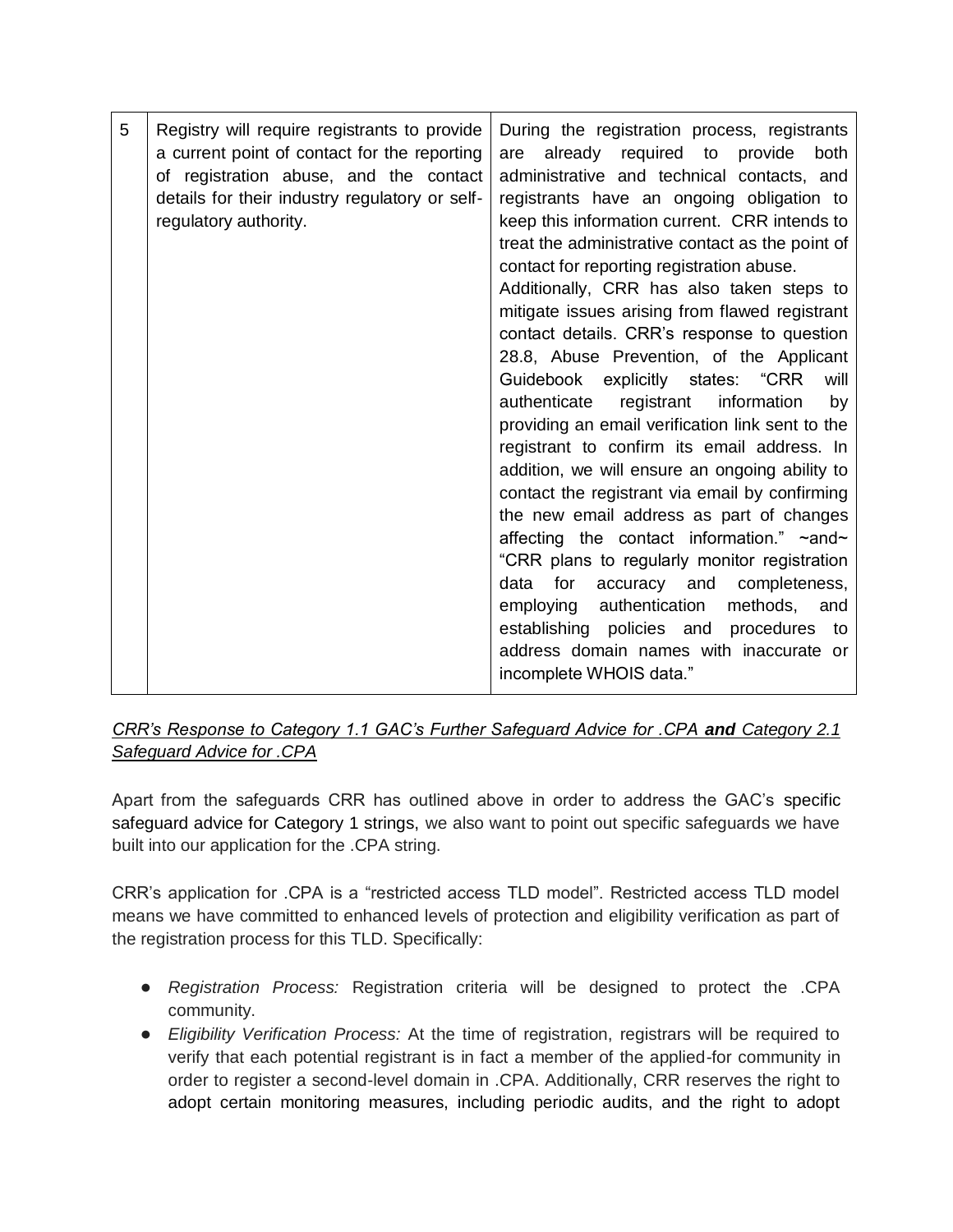| 5 | Registry will require registrants to provide a current point of contact for the reporting of registration abuse, and the contact details for their industry regulatory or self-regulatory authority. | During the registration process, registrants are already required to provide both administrative and technical contacts, and registrants have an ongoing obligation to keep this information current. CRR intends to treat the administrative contact as the point of contact for reporting registration abuse. Additionally, CRR has also taken steps to mitigate issues arising from flawed registrant contact details. CRR's response to question 28.8, Abuse Prevention, of the Applicant Guidebook explicitly states: "CRR will authenticate registrant information by providing an email verification link sent to the registrant to confirm its email address. In addition, we will ensure an ongoing ability to contact the registrant via email by confirming the new email address as part of changes affecting the contact information." ~and~ "CRR plans to regularly monitor registration data for accuracy and completeness, employing authentication methods, and establishing policies and procedures to address domain names with inaccurate or incomplete WHOIS data." |
|---|---|---|

*CRR's Response to Category 1.1 GAC's Further Safeguard Advice for .CPA **and** Category 2.1 Safeguard Advice for .CPA*

Apart from the safeguards CRR has outlined above in order to address the GAC's specific safeguard advice for Category 1 strings, we also want to point out specific safeguards we have built into our application for the .CPA string.

CRR's application for .CPA is a "restricted access TLD model". Restricted access TLD model means we have committed to enhanced levels of protection and eligibility verification as part of the registration process for this TLD. Specifically:

- *Registration Process:* Registration criteria will be designed to protect the .CPA community.
- *Eligibility Verification Process:* At the time of registration, registrars will be required to verify that each potential registrant is in fact a member of the applied-for community in order to register a second-level domain in .CPA. Additionally, CRR reserves the right to adopt certain monitoring measures, including periodic audits, and the right to adopt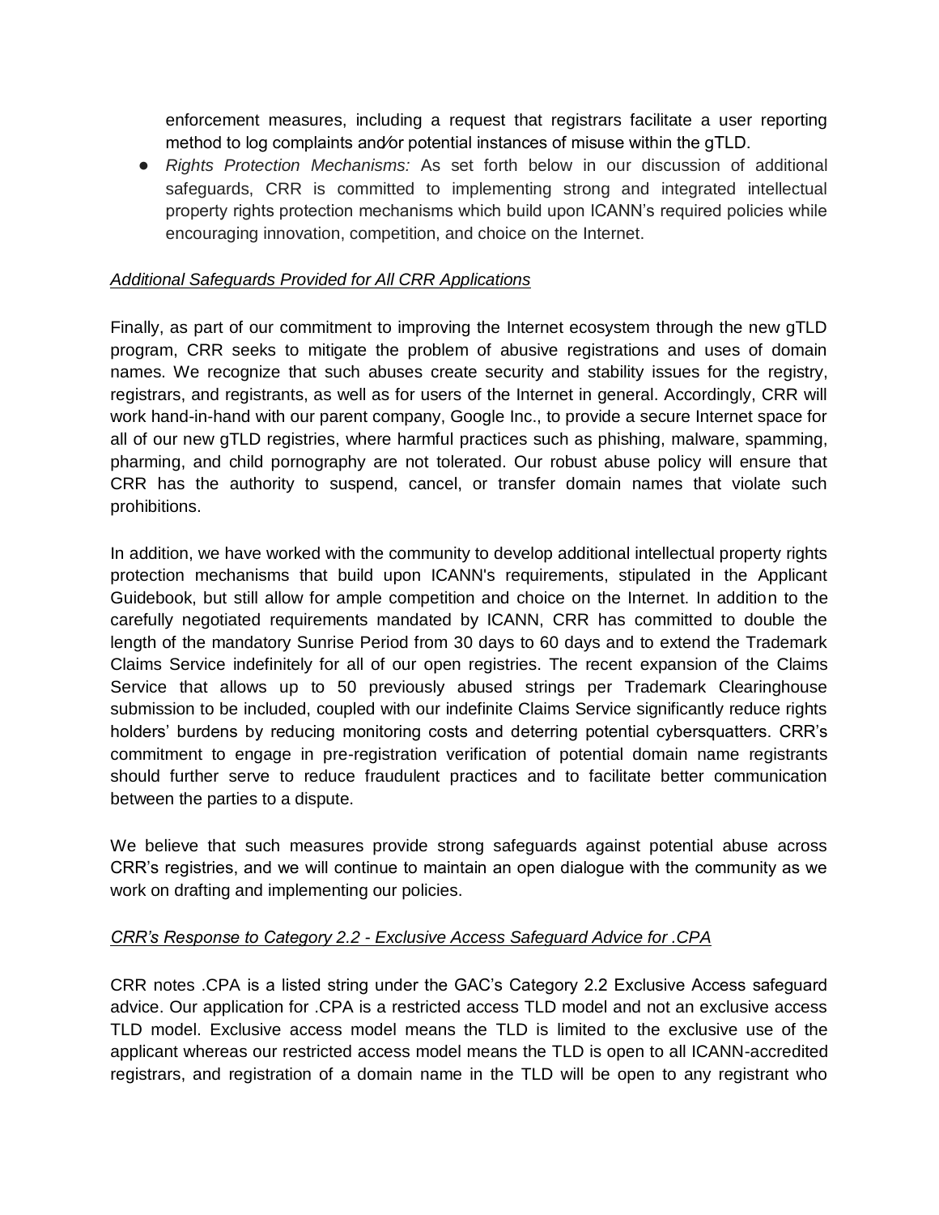enforcement measures, including a request that registrars facilitate a user reporting method to log complaints and/or potential instances of misuse within the gTLD.

- *Rights Protection Mechanisms:* As set forth below in our discussion of additional safeguards, CRR is committed to implementing strong and integrated intellectual property rights protection mechanisms which build upon ICANN's required policies while encouraging innovation, competition, and choice on the Internet.

*Additional Safeguards Provided for All CRR Applications*

Finally, as part of our commitment to improving the Internet ecosystem through the new gTLD program, CRR seeks to mitigate the problem of abusive registrations and uses of domain names. We recognize that such abuses create security and stability issues for the registry, registrars, and registrants, as well as for users of the Internet in general. Accordingly, CRR will work hand-in-hand with our parent company, Google Inc., to provide a secure Internet space for all of our new gTLD registries, where harmful practices such as phishing, malware, spamming, pharming, and child pornography are not tolerated. Our robust abuse policy will ensure that CRR has the authority to suspend, cancel, or transfer domain names that violate such prohibitions.

In addition, we have worked with the community to develop additional intellectual property rights protection mechanisms that build upon ICANN's requirements, stipulated in the Applicant Guidebook, but still allow for ample competition and choice on the Internet. In addition to the carefully negotiated requirements mandated by ICANN, CRR has committed to double the length of the mandatory Sunrise Period from 30 days to 60 days and to extend the Trademark Claims Service indefinitely for all of our open registries. The recent expansion of the Claims Service that allows up to 50 previously abused strings per Trademark Clearinghouse submission to be included, coupled with our indefinite Claims Service significantly reduce rights holders' burdens by reducing monitoring costs and deterring potential cybersquatters. CRR's commitment to engage in pre-registration verification of potential domain name registrants should further serve to reduce fraudulent practices and to facilitate better communication between the parties to a dispute.

We believe that such measures provide strong safeguards against potential abuse across CRR's registries, and we will continue to maintain an open dialogue with the community as we work on drafting and implementing our policies.

*CRR's Response to Category 2.2 - Exclusive Access Safeguard Advice for .CPA*

CRR notes .CPA is a listed string under the GAC's Category 2.2 Exclusive Access safeguard advice. Our application for .CPA is a restricted access TLD model and not an exclusive access TLD model. Exclusive access model means the TLD is limited to the exclusive use of the applicant whereas our restricted access model means the TLD is open to all ICANN-accredited registrars, and registration of a domain name in the TLD will be open to any registrant who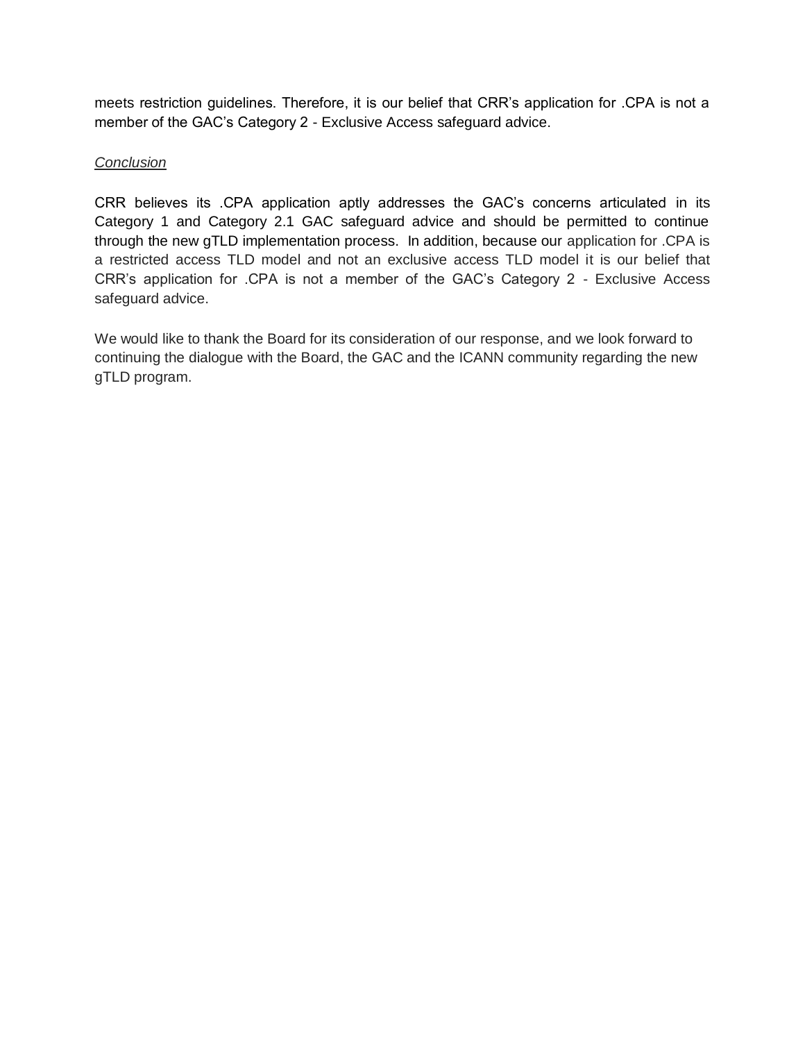meets restriction guidelines. Therefore, it is our belief that CRR's application for .CPA is not a member of the GAC's Category 2 - Exclusive Access safeguard advice.

*Conclusion*

CRR believes its .CPA application aptly addresses the GAC's concerns articulated in its Category 1 and Category 2.1 GAC safeguard advice and should be permitted to continue through the new gTLD implementation process. In addition, because our application for .CPA is a restricted access TLD model and not an exclusive access TLD model it is our belief that CRR's application for .CPA is not a member of the GAC's Category 2 - Exclusive Access safeguard advice.

We would like to thank the Board for its consideration of our response, and we look forward to continuing the dialogue with the Board, the GAC and the ICANN community regarding the new gTLD program.